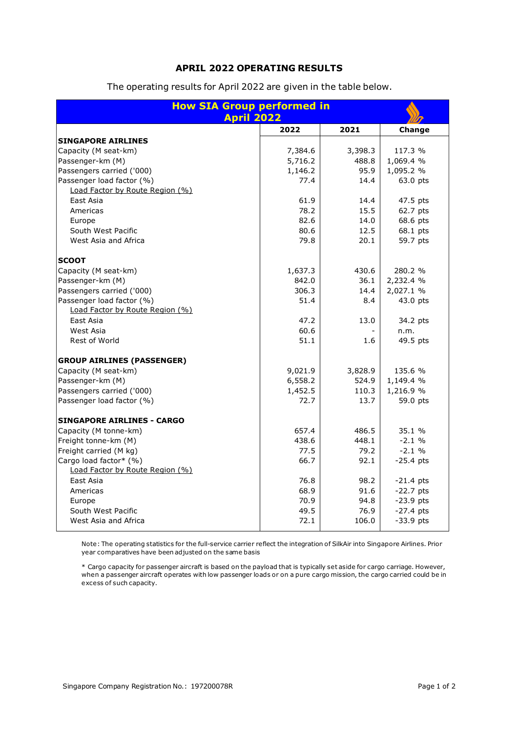## APRIL 2022 OPERATING RESULTS

The operating results for April 2022 are given in the table below.

| How SIA Group performed in April 2022 | 2022 | 2021 | Change |
|---|---|---|---|
| **SINGAPORE AIRLINES** | | | |
| Capacity (M seat-km) | 7,384.6 | 3,398.3 | 117.3 % |
| Passenger-km (M) | 5,716.2 | 488.8 | 1,069.4 % |
| Passengers carried ('000) | 1,146.2 | 95.9 | 1,095.2 % |
| Passenger load factor (%) | 77.4 | 14.4 | 63.0 pts |
| Load Factor by Route Region (%) | | | |
| East Asia | 61.9 | 14.4 | 47.5 pts |
| Americas | 78.2 | 15.5 | 62.7 pts |
| Europe | 82.6 | 14.0 | 68.6 pts |
| South West Pacific | 80.6 | 12.5 | 68.1 pts |
| West Asia and Africa | 79.8 | 20.1 | 59.7 pts |
| **SCOOT** | | | |
| Capacity (M seat-km) | 1,637.3 | 430.6 | 280.2 % |
| Passenger-km (M) | 842.0 | 36.1 | 2,232.4 % |
| Passengers carried ('000) | 306.3 | 14.4 | 2,027.1 % |
| Passenger load factor (%) | 51.4 | 8.4 | 43.0 pts |
| Load Factor by Route Region (%) | | | |
| East Asia | 47.2 | 13.0 | 34.2 pts |
| West Asia | 60.6 | - | n.m. |
| Rest of World | 51.1 | 1.6 | 49.5 pts |
| **GROUP AIRLINES (PASSENGER)** | | | |
| Capacity (M seat-km) | 9,021.9 | 3,828.9 | 135.6 % |
| Passenger-km (M) | 6,558.2 | 524.9 | 1,149.4 % |
| Passengers carried ('000) | 1,452.5 | 110.3 | 1,216.9 % |
| Passenger load factor (%) | 72.7 | 13.7 | 59.0 pts |
| **SINGAPORE AIRLINES - CARGO** | | | |
| Capacity (M tonne-km) | 657.4 | 486.5 | 35.1 % |
| Freight tonne-km (M) | 438.6 | 448.1 | -2.1 % |
| Freight carried (M kg) | 77.5 | 79.2 | -2.1 % |
| Cargo load factor* (%) | 66.7 | 92.1 | -25.4 pts |
| Load Factor by Route Region (%) | | | |
| East Asia | 76.8 | 98.2 | -21.4 pts |
| Americas | 68.9 | 91.6 | -22.7 pts |
| Europe | 70.9 | 94.8 | -23.9 pts |
| South West Pacific | 49.5 | 76.9 | -27.4 pts |
| West Asia and Africa | 72.1 | 106.0 | -33.9 pts |

Note: The operating statistics for the full-service carrier reflect the integration of SilkAir into Singapore Airlines. Prior year comparatives have been adjusted on the same basis

* Cargo capacity for passenger aircraft is based on the payload that is typically set aside for cargo carriage. However, when a passenger aircraft operates with low passenger loads or on a pure cargo mission, the cargo carried could be in excess of such capacity.

Singapore Company Registration No.: 197200078R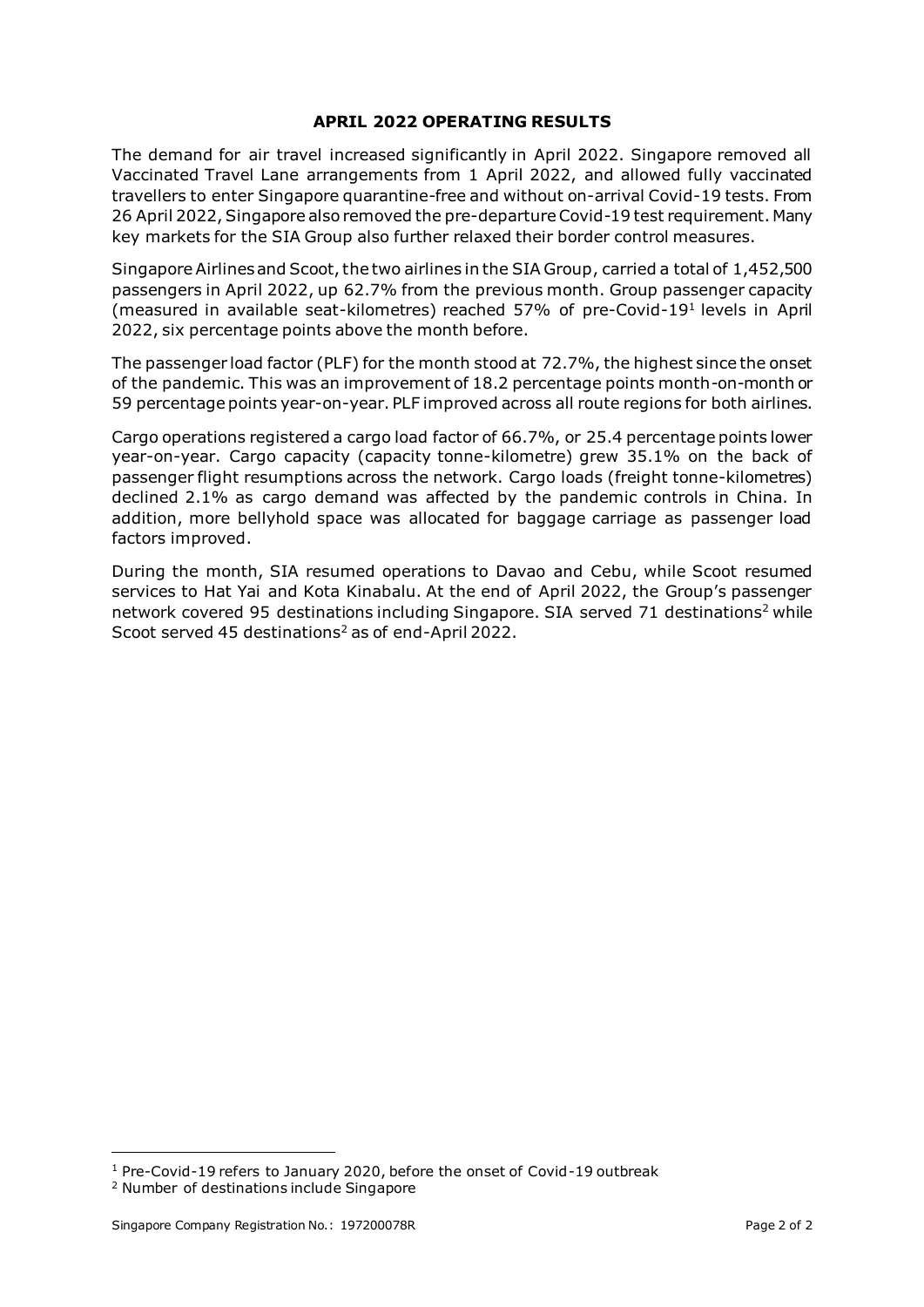**APRIL 2022 OPERATING RESULTS**

The demand for air travel increased significantly in April 2022. Singapore removed all Vaccinated Travel Lane arrangements from 1 April 2022, and allowed fully vaccinated travellers to enter Singapore quarantine-free and without on-arrival Covid-19 tests. From 26 April 2022, Singapore also removed the pre-departure Covid-19 test requirement. Many key markets for the SIA Group also further relaxed their border control measures.

Singapore Airlines and Scoot, the two airlines in the SIA Group, carried a total of 1,452,500 passengers in April 2022, up 62.7% from the previous month. Group passenger capacity (measured in available seat-kilometres) reached 57% of pre-Covid-19[1] levels in April 2022, six percentage points above the month before.

The passenger load factor (PLF) for the month stood at 72.7%, the highest since the onset of the pandemic. This was an improvement of 18.2 percentage points month-on-month or 59 percentage points year-on-year. PLF improved across all route regions for both airlines.

Cargo operations registered a cargo load factor of 66.7%, or 25.4 percentage points lower year-on-year. Cargo capacity (capacity tonne-kilometre) grew 35.1% on the back of passenger flight resumptions across the network. Cargo loads (freight tonne-kilometres) declined 2.1% as cargo demand was affected by the pandemic controls in China. In addition, more bellyhold space was allocated for baggage carriage as passenger load factors improved.

During the month, SIA resumed operations to Davao and Cebu, while Scoot resumed services to Hat Yai and Kota Kinabalu. At the end of April 2022, the Group's passenger network covered 95 destinations including Singapore. SIA served 71 destinations[2] while Scoot served 45 destinations[2] as of end-April 2022.

[1] Pre-Covid-19 refers to January 2020, before the onset of Covid-19 outbreak

[2] Number of destinations include Singapore

Singapore Company Registration No.: 197200078R